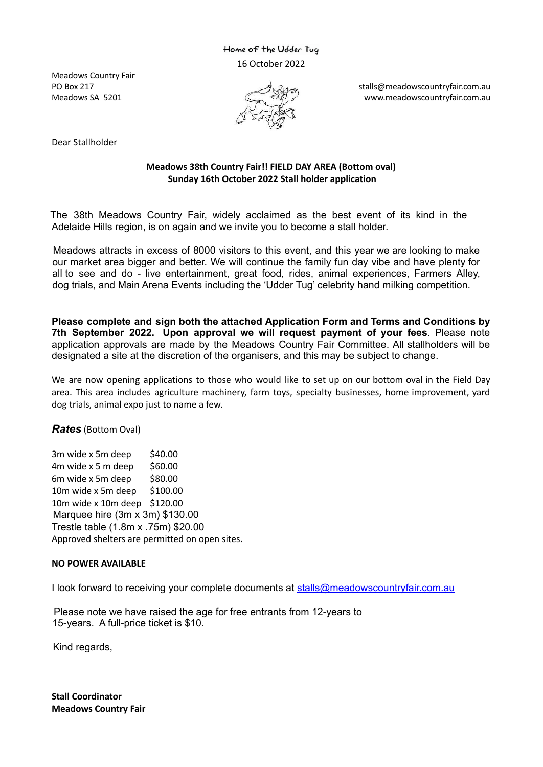Home of the Udder Tug

16 October 2022

Meadows Country Fair
PO Box 217
Meadows SA 5201

stalls@meadowscountryfair.com.au
www.meadowscountryfair.com.au

Dear Stallholder

**Meadows 38th Country Fair!! FIELD DAY AREA (Bottom oval)**
**Sunday 16th October 2022 Stall holder application**

The 38th Meadows Country Fair, widely acclaimed as the best event of its kind in the Adelaide Hills region, is on again and we invite you to become a stall holder.

Meadows attracts in excess of 8000 visitors to this event, and this year we are looking to make our market area bigger and better. We will continue the family fun day vibe and have plenty for all to see and do - live entertainment, great food, rides, animal experiences, Farmers Alley, dog trials, and Main Arena Events including the 'Udder Tug' celebrity hand milking competition.

**Please complete and sign both the attached Application Form and Terms and Conditions by 7th September 2022. Upon approval we will request payment of your fees**. Please note application approvals are made by the Meadows Country Fair Committee. All stallholders will be designated a site at the discretion of the organisers, and this may be subject to change.

We are now opening applications to those who would like to set up on our bottom oval in the Field Day area. This area includes agriculture machinery, farm toys, specialty businesses, home improvement, yard dog trials, animal expo just to name a few.

***Rates*** (Bottom Oval)

| | |
|---|---|
| 3m wide x 5m deep | $40.00 |
| 4m wide x 5 m deep | $60.00 |
| 6m wide x 5m deep | $80.00 |
| 10m wide x 5m deep | $100.00 |
| 10m wide x 10m deep | $120.00 |

Marquee hire (3m x 3m) $130.00
Trestle table (1.8m x .75m) $20.00
Approved shelters are permitted on open sites.

**NO POWER AVAILABLE**

I look forward to receiving your complete documents at stalls@meadowscountryfair.com.au

Please note we have raised the age for free entrants from 12-years to 15-years. A full-price ticket is $10.

Kind regards,

**Stall Coordinator**
**Meadows Country Fair**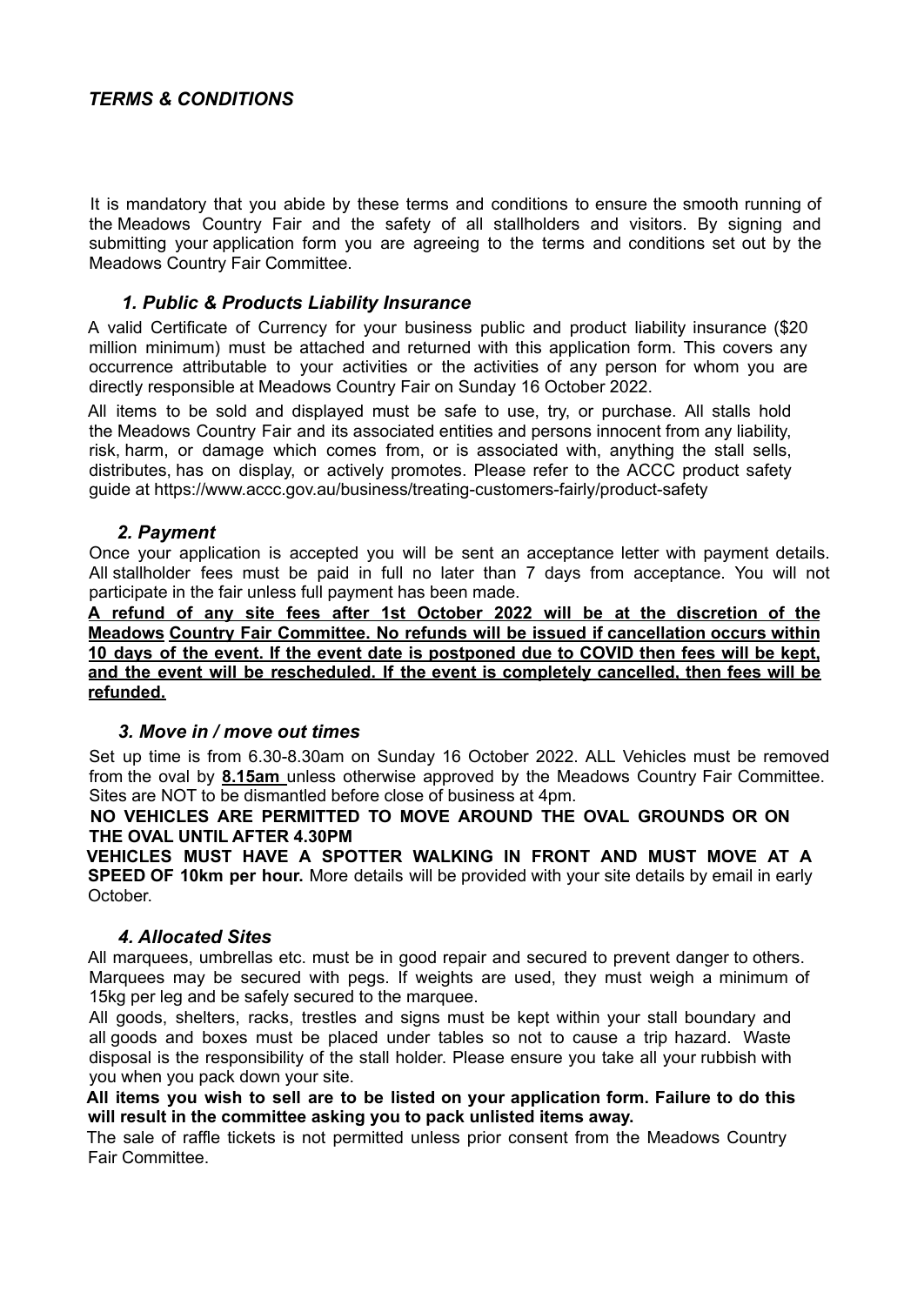## *TERMS & CONDITIONS*

It is mandatory that you abide by these terms and conditions to ensure the smooth running of the Meadows Country Fair and the safety of all stallholders and visitors. By signing and submitting your application form you are agreeing to the terms and conditions set out by the Meadows Country Fair Committee.

### *1. Public & Products Liability Insurance*

A valid Certificate of Currency for your business public and product liability insurance ($20 million minimum) must be attached and returned with this application form. This covers any occurrence attributable to your activities or the activities of any person for whom you are directly responsible at Meadows Country Fair on Sunday 16 October 2022.

All items to be sold and displayed must be safe to use, try, or purchase. All stalls hold the Meadows Country Fair and its associated entities and persons innocent from any liability, risk, harm, or damage which comes from, or is associated with, anything the stall sells, distributes, has on display, or actively promotes. Please refer to the ACCC product safety guide at https://www.accc.gov.au/business/treating-customers-fairly/product-safety

### *2. Payment*

Once your application is accepted you will be sent an acceptance letter with payment details. All stallholder fees must be paid in full no later than 7 days from acceptance. You will not participate in the fair unless full payment has been made.

**A refund of any site fees after 1st October 2022 will be at the discretion of the Meadows Country Fair Committee. No refunds will be issued if cancellation occurs within 10 days of the event. If the event date is postponed due to COVID then fees will be kept, and the event will be rescheduled. If the event is completely cancelled, then fees will be refunded.**

### *3. Move in / move out times*

Set up time is from 6.30-8.30am on Sunday 16 October 2022. ALL Vehicles must be removed from the oval by **8.15am** unless otherwise approved by the Meadows Country Fair Committee. Sites are NOT to be dismantled before close of business at 4pm.

**NO VEHICLES ARE PERMITTED TO MOVE AROUND THE OVAL GROUNDS OR ON THE OVAL UNTIL AFTER 4.30PM**

**VEHICLES MUST HAVE A SPOTTER WALKING IN FRONT AND MUST MOVE AT A SPEED OF 10km per hour.** More details will be provided with your site details by email in early October.

### *4. Allocated Sites*

All marquees, umbrellas etc. must be in good repair and secured to prevent danger to others. Marquees may be secured with pegs. If weights are used, they must weigh a minimum of 15kg per leg and be safely secured to the marquee.

All goods, shelters, racks, trestles and signs must be kept within your stall boundary and all goods and boxes must be placed under tables so not to cause a trip hazard. Waste disposal is the responsibility of the stall holder. Please ensure you take all your rubbish with you when you pack down your site.

**All items you wish to sell are to be listed on your application form. Failure to do this will result in the committee asking you to pack unlisted items away.**

The sale of raffle tickets is not permitted unless prior consent from the Meadows Country Fair Committee.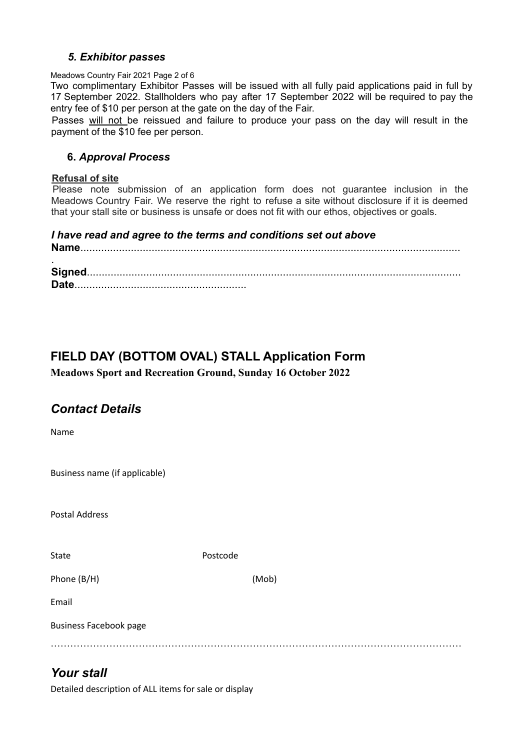### *5. Exhibitor passes*

Two complimentary Exhibitor Passes will be issued with all fully paid applications paid in full by 17 September 2022. Stallholders who pay after 17 September 2022 will be required to pay the entry fee of $10 per person at the gate on the day of the Fair.

Passes will not be reissued and failure to produce your pass on the day will result in the payment of the $10 fee per person.

### **6.** *Approval Process*

**Refusal of site**

Please note submission of an application form does not guarantee inclusion in the Meadows Country Fair. We reserve the right to refuse a site without disclosure if it is deemed that your stall site or business is unsafe or does not fit with our ethos, objectives or goals.

***I have read and agree to the terms and conditions set out above***

**Name**..................................................................................................................................

**Signed**..............................................................................................................................

**Date**.........................................................

## FIELD DAY (BOTTOM OVAL) STALL Application Form

**Meadows Sport and Recreation Ground, Sunday 16 October 2022**

## *Contact Details*

Name

Business name (if applicable)

Postal Address

State Postcode

Phone (B/H) (Mob)

Email

Business Facebook page

……………………………………………………………………………………………………………

## *Your stall*

Detailed description of ALL items for sale or display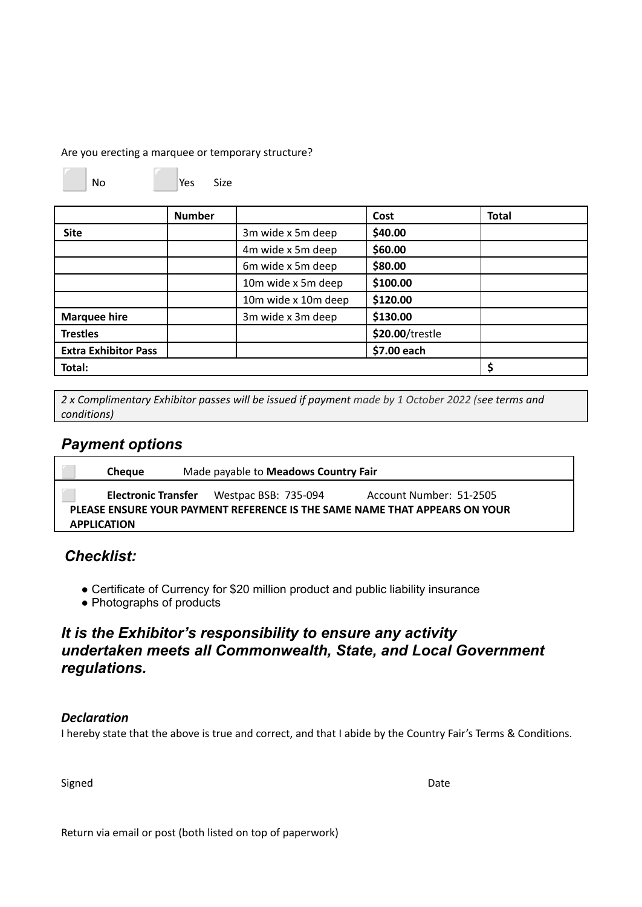Are you erecting a marquee or temporary structure?

☐ No ☐ Yes Size

| | Number | | Cost | Total |
|---|---|---|---|---|
| **Site** | | 3m wide x 5m deep | **$40.00** | |
| | | 4m wide x 5m deep | **$60.00** | |
| | | 6m wide x 5m deep | **$80.00** | |
| | | 10m wide x 5m deep | **$100.00** | |
| | | 10m wide x 10m deep | **$120.00** | |
| **Marquee hire** | | 3m wide x 3m deep | **$130.00** | |
| **Trestles** | | | **$20.00**/trestle | |
| **Extra Exhibitor Pass** | | | **$7.00 each** | |
| **Total:** | | | | **$** |

*2 x Complimentary Exhibitor passes will be issued if payment made by 1 October 2022 (see terms and conditions)*

## *Payment options*

☐ **Cheque** Made payable to **Meadows Country Fair**

☐ **Electronic Transfer** Westpac BSB: 735-094 Account Number: 51-2505

**PLEASE ENSURE YOUR PAYMENT REFERENCE IS THE SAME NAME THAT APPEARS ON YOUR APPLICATION**

## *Checklist:*

- Certificate of Currency for $20 million product and public liability insurance
- Photographs of products

## *It is the Exhibitor's responsibility to ensure any activity undertaken meets all Commonwealth, State, and Local Government regulations.*

### *Declaration*

I hereby state that the above is true and correct, and that I abide by the Country Fair's Terms & Conditions.

Signed Date

Return via email or post (both listed on top of paperwork)